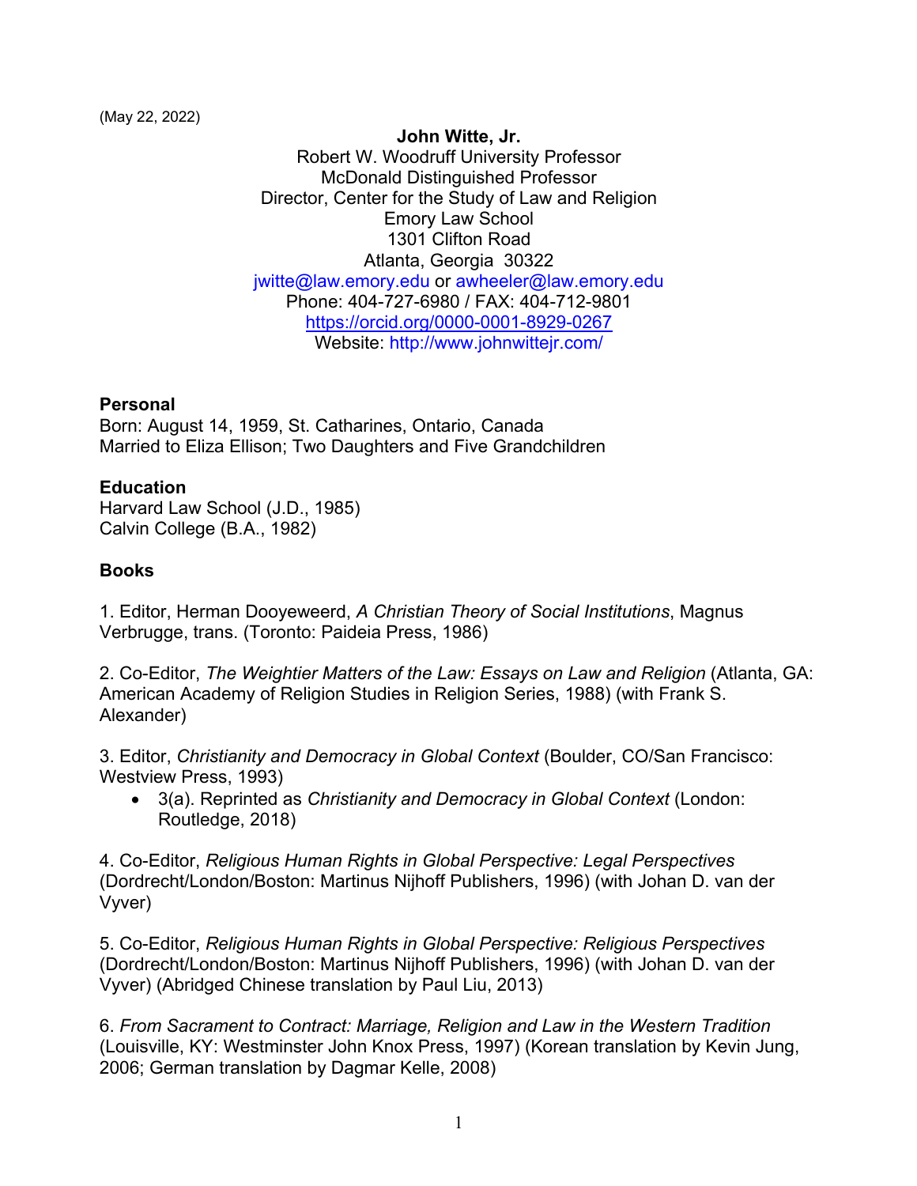(May 22, 2022)

**John Witte, Jr.**
Robert W. Woodruff University Professor
McDonald Distinguished Professor
Director, Center for the Study of Law and Religion
Emory Law School
1301 Clifton Road
Atlanta, Georgia 30322
jwitte@law.emory.edu or awheeler@law.emory.edu
Phone: 404-727-6980 / FAX: 404-712-9801
https://orcid.org/0000-0001-8929-0267
Website: http://www.johnwittejr.com/

**Personal**

Born: August 14, 1959, St. Catharines, Ontario, Canada
Married to Eliza Ellison; Two Daughters and Five Grandchildren

**Education**

Harvard Law School (J.D., 1985)
Calvin College (B.A., 1982)

**Books**

1. Editor, Herman Dooyeweerd, *A Christian Theory of Social Institutions*, Magnus Verbrugge, trans. (Toronto: Paideia Press, 1986)

2. Co-Editor, *The Weightier Matters of the Law: Essays on Law and Religion* (Atlanta, GA: American Academy of Religion Studies in Religion Series, 1988) (with Frank S. Alexander)

3. Editor, *Christianity and Democracy in Global Context* (Boulder, CO/San Francisco: Westview Press, 1993)

- 3(a). Reprinted as *Christianity and Democracy in Global Context* (London: Routledge, 2018)

4. Co-Editor, *Religious Human Rights in Global Perspective: Legal Perspectives* (Dordrecht/London/Boston: Martinus Nijhoff Publishers, 1996) (with Johan D. van der Vyver)

5. Co-Editor, *Religious Human Rights in Global Perspective: Religious Perspectives* (Dordrecht/London/Boston: Martinus Nijhoff Publishers, 1996) (with Johan D. van der Vyver) (Abridged Chinese translation by Paul Liu, 2013)

6. *From Sacrament to Contract: Marriage, Religion and Law in the Western Tradition* (Louisville, KY: Westminster John Knox Press, 1997) (Korean translation by Kevin Jung, 2006; German translation by Dagmar Kelle, 2008)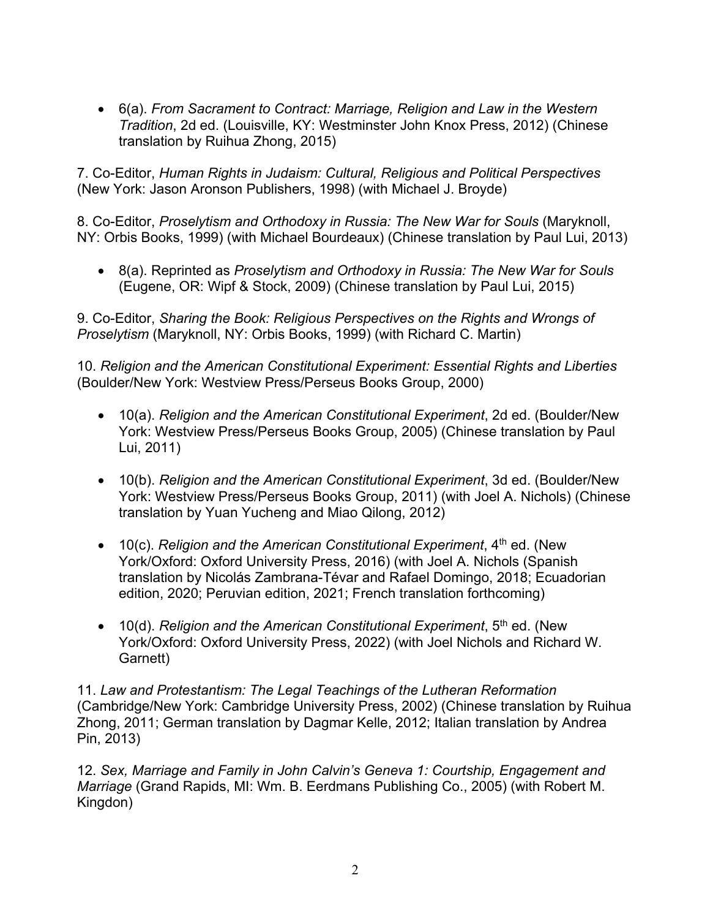- 6(a). *From Sacrament to Contract: Marriage, Religion and Law in the Western Tradition*, 2d ed. (Louisville, KY: Westminster John Knox Press, 2012) (Chinese translation by Ruihua Zhong, 2015)

7. Co-Editor, *Human Rights in Judaism: Cultural, Religious and Political Perspectives* (New York: Jason Aronson Publishers, 1998) (with Michael J. Broyde)

8. Co-Editor, *Proselytism and Orthodoxy in Russia: The New War for Souls* (Maryknoll, NY: Orbis Books, 1999) (with Michael Bourdeaux) (Chinese translation by Paul Lui, 2013)

- 8(a). Reprinted as *Proselytism and Orthodoxy in Russia: The New War for Souls* (Eugene, OR: Wipf & Stock, 2009) (Chinese translation by Paul Lui, 2015)

9. Co-Editor, *Sharing the Book: Religious Perspectives on the Rights and Wrongs of Proselytism* (Maryknoll, NY: Orbis Books, 1999) (with Richard C. Martin)

10. *Religion and the American Constitutional Experiment: Essential Rights and Liberties* (Boulder/New York: Westview Press/Perseus Books Group, 2000)

- 10(a). *Religion and the American Constitutional Experiment*, 2d ed. (Boulder/New York: Westview Press/Perseus Books Group, 2005) (Chinese translation by Paul Lui, 2011)
- 10(b). *Religion and the American Constitutional Experiment*, 3d ed. (Boulder/New York: Westview Press/Perseus Books Group, 2011) (with Joel A. Nichols) (Chinese translation by Yuan Yucheng and Miao Qilong, 2012)
- 10(c). *Religion and the American Constitutional Experiment*, 4th ed. (New York/Oxford: Oxford University Press, 2016) (with Joel A. Nichols (Spanish translation by Nicolás Zambrana-Tévar and Rafael Domingo, 2018; Ecuadorian edition, 2020; Peruvian edition, 2021; French translation forthcoming)
- 10(d). *Religion and the American Constitutional Experiment*, 5th ed. (New York/Oxford: Oxford University Press, 2022) (with Joel Nichols and Richard W. Garnett)

11. *Law and Protestantism: The Legal Teachings of the Lutheran Reformation* (Cambridge/New York: Cambridge University Press, 2002) (Chinese translation by Ruihua Zhong, 2011; German translation by Dagmar Kelle, 2012; Italian translation by Andrea Pin, 2013)

12. *Sex, Marriage and Family in John Calvin's Geneva 1: Courtship, Engagement and Marriage* (Grand Rapids, MI: Wm. B. Eerdmans Publishing Co., 2005) (with Robert M. Kingdon)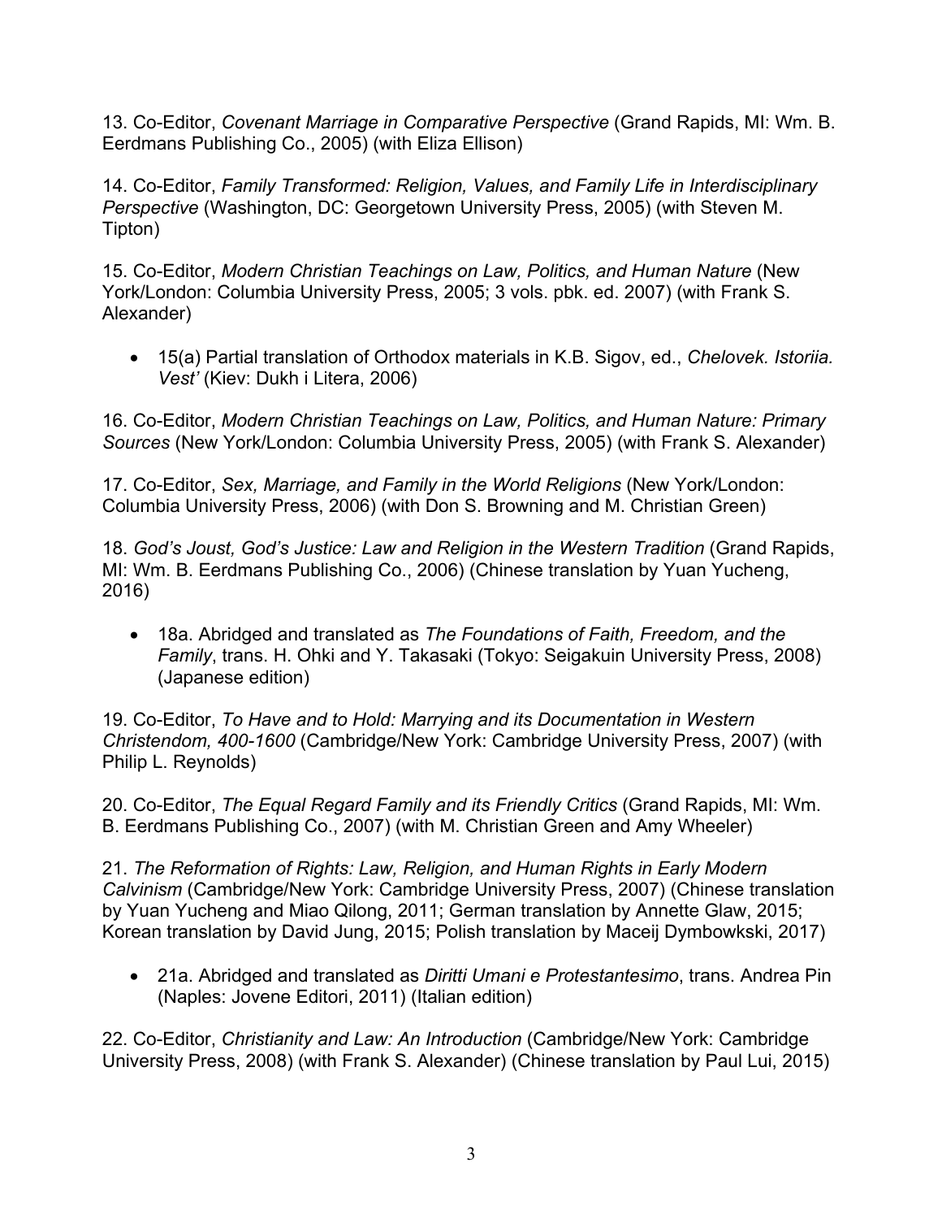13. Co-Editor, *Covenant Marriage in Comparative Perspective* (Grand Rapids, MI: Wm. B. Eerdmans Publishing Co., 2005) (with Eliza Ellison)

14. Co-Editor, *Family Transformed: Religion, Values, and Family Life in Interdisciplinary Perspective* (Washington, DC: Georgetown University Press, 2005) (with Steven M. Tipton)

15. Co-Editor, *Modern Christian Teachings on Law, Politics, and Human Nature* (New York/London: Columbia University Press, 2005; 3 vols. pbk. ed. 2007) (with Frank S. Alexander)

- 15(a) Partial translation of Orthodox materials in K.B. Sigov, ed., *Chelovek. Istoriia. Vest'* (Kiev: Dukh i Litera, 2006)

16. Co-Editor, *Modern Christian Teachings on Law, Politics, and Human Nature: Primary Sources* (New York/London: Columbia University Press, 2005) (with Frank S. Alexander)

17. Co-Editor, *Sex, Marriage, and Family in the World Religions* (New York/London: Columbia University Press, 2006) (with Don S. Browning and M. Christian Green)

18. *God's Joust, God's Justice: Law and Religion in the Western Tradition* (Grand Rapids, MI: Wm. B. Eerdmans Publishing Co., 2006) (Chinese translation by Yuan Yucheng, 2016)

- 18a. Abridged and translated as *The Foundations of Faith, Freedom, and the Family*, trans. H. Ohki and Y. Takasaki (Tokyo: Seigakuin University Press, 2008) (Japanese edition)

19. Co-Editor, *To Have and to Hold: Marrying and its Documentation in Western Christendom, 400-1600* (Cambridge/New York: Cambridge University Press, 2007) (with Philip L. Reynolds)

20. Co-Editor, *The Equal Regard Family and its Friendly Critics* (Grand Rapids, MI: Wm. B. Eerdmans Publishing Co., 2007) (with M. Christian Green and Amy Wheeler)

21. *The Reformation of Rights: Law, Religion, and Human Rights in Early Modern Calvinism* (Cambridge/New York: Cambridge University Press, 2007) (Chinese translation by Yuan Yucheng and Miao Qilong, 2011; German translation by Annette Glaw, 2015; Korean translation by David Jung, 2015; Polish translation by Maceij Dymbowkski, 2017)

- 21a. Abridged and translated as *Diritti Umani e Protestantesimo*, trans. Andrea Pin (Naples: Jovene Editori, 2011) (Italian edition)

22. Co-Editor, *Christianity and Law: An Introduction* (Cambridge/New York: Cambridge University Press, 2008) (with Frank S. Alexander) (Chinese translation by Paul Lui, 2015)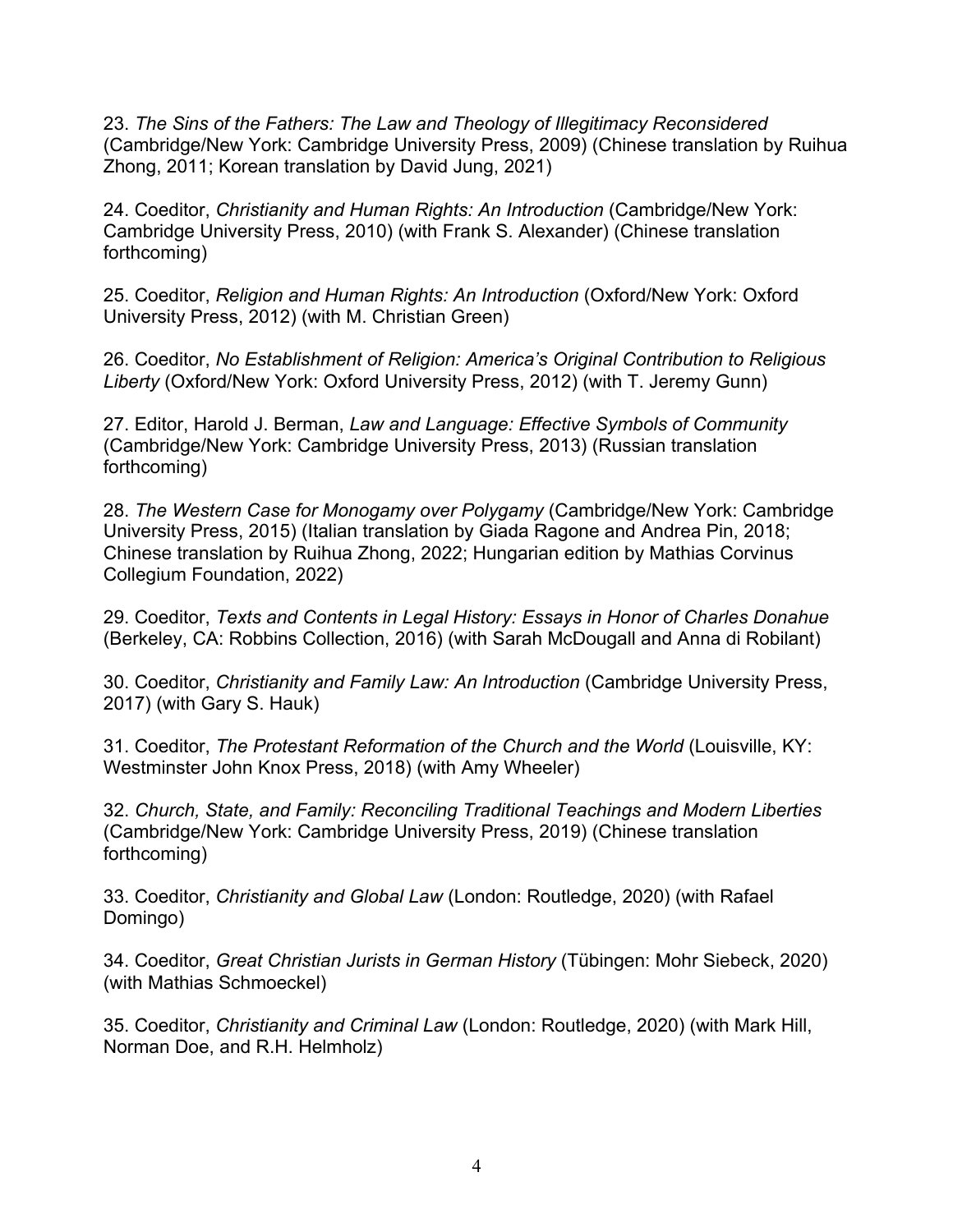23. *The Sins of the Fathers: The Law and Theology of Illegitimacy Reconsidered* (Cambridge/New York: Cambridge University Press, 2009) (Chinese translation by Ruihua Zhong, 2011; Korean translation by David Jung, 2021)

24. Coeditor, *Christianity and Human Rights: An Introduction* (Cambridge/New York: Cambridge University Press, 2010) (with Frank S. Alexander) (Chinese translation forthcoming)

25. Coeditor, *Religion and Human Rights: An Introduction* (Oxford/New York: Oxford University Press, 2012) (with M. Christian Green)

26. Coeditor, *No Establishment of Religion: America's Original Contribution to Religious Liberty* (Oxford/New York: Oxford University Press, 2012) (with T. Jeremy Gunn)

27. Editor, Harold J. Berman, *Law and Language: Effective Symbols of Community* (Cambridge/New York: Cambridge University Press, 2013) (Russian translation forthcoming)

28. *The Western Case for Monogamy over Polygamy* (Cambridge/New York: Cambridge University Press, 2015) (Italian translation by Giada Ragone and Andrea Pin, 2018; Chinese translation by Ruihua Zhong, 2022; Hungarian edition by Mathias Corvinus Collegium Foundation, 2022)

29. Coeditor, *Texts and Contents in Legal History: Essays in Honor of Charles Donahue* (Berkeley, CA: Robbins Collection, 2016) (with Sarah McDougall and Anna di Robilant)

30. Coeditor, *Christianity and Family Law: An Introduction* (Cambridge University Press, 2017) (with Gary S. Hauk)

31. Coeditor, *The Protestant Reformation of the Church and the World* (Louisville, KY: Westminster John Knox Press, 2018) (with Amy Wheeler)

32. *Church, State, and Family: Reconciling Traditional Teachings and Modern Liberties* (Cambridge/New York: Cambridge University Press, 2019) (Chinese translation forthcoming)

33. Coeditor, *Christianity and Global Law* (London: Routledge, 2020) (with Rafael Domingo)

34. Coeditor, *Great Christian Jurists in German History* (Tübingen: Mohr Siebeck, 2020) (with Mathias Schmoeckel)

35. Coeditor, *Christianity and Criminal Law* (London: Routledge, 2020) (with Mark Hill, Norman Doe, and R.H. Helmholz)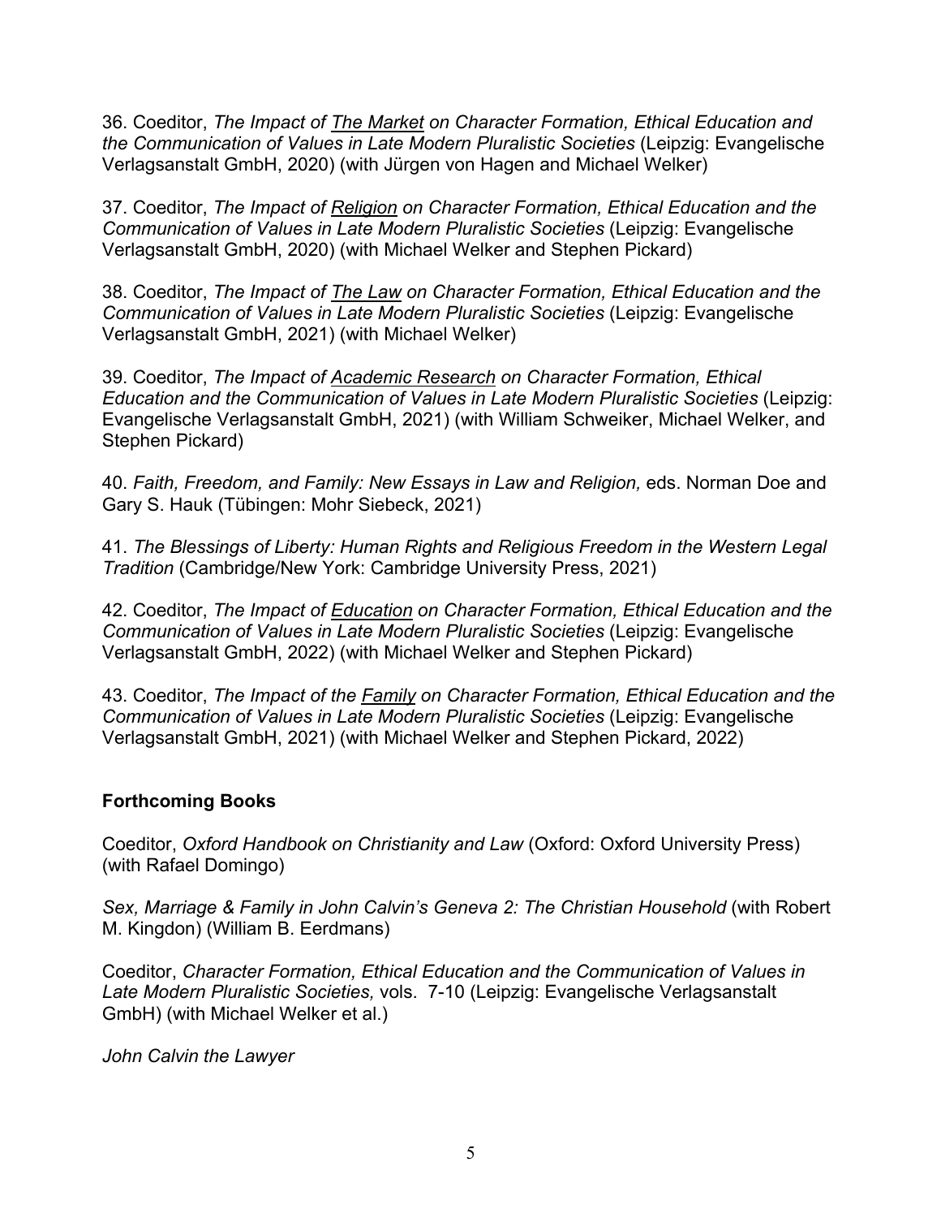36. Coeditor, *The Impact of The Market on Character Formation, Ethical Education and the Communication of Values in Late Modern Pluralistic Societies* (Leipzig: Evangelische Verlagsanstalt GmbH, 2020) (with Jürgen von Hagen and Michael Welker)

37. Coeditor, *The Impact of Religion on Character Formation, Ethical Education and the Communication of Values in Late Modern Pluralistic Societies* (Leipzig: Evangelische Verlagsanstalt GmbH, 2020) (with Michael Welker and Stephen Pickard)

38. Coeditor, *The Impact of The Law on Character Formation, Ethical Education and the Communication of Values in Late Modern Pluralistic Societies* (Leipzig: Evangelische Verlagsanstalt GmbH, 2021) (with Michael Welker)

39. Coeditor, *The Impact of Academic Research on Character Formation, Ethical Education and the Communication of Values in Late Modern Pluralistic Societies* (Leipzig: Evangelische Verlagsanstalt GmbH, 2021) (with William Schweiker, Michael Welker, and Stephen Pickard)

40. *Faith, Freedom, and Family: New Essays in Law and Religion,* eds. Norman Doe and Gary S. Hauk (Tübingen: Mohr Siebeck, 2021)

41. *The Blessings of Liberty: Human Rights and Religious Freedom in the Western Legal Tradition* (Cambridge/New York: Cambridge University Press, 2021)

42. Coeditor, *The Impact of Education on Character Formation, Ethical Education and the Communication of Values in Late Modern Pluralistic Societies* (Leipzig: Evangelische Verlagsanstalt GmbH, 2022) (with Michael Welker and Stephen Pickard)

43. Coeditor, *The Impact of the Family on Character Formation, Ethical Education and the Communication of Values in Late Modern Pluralistic Societies* (Leipzig: Evangelische Verlagsanstalt GmbH, 2021) (with Michael Welker and Stephen Pickard, 2022)

**Forthcoming Books**

Coeditor, *Oxford Handbook on Christianity and Law* (Oxford: Oxford University Press) (with Rafael Domingo)

*Sex, Marriage & Family in John Calvin's Geneva 2: The Christian Household* (with Robert M. Kingdon) (William B. Eerdmans)

Coeditor, *Character Formation, Ethical Education and the Communication of Values in Late Modern Pluralistic Societies,* vols. 7-10 (Leipzig: Evangelische Verlagsanstalt GmbH) (with Michael Welker et al.)

*John Calvin the Lawyer*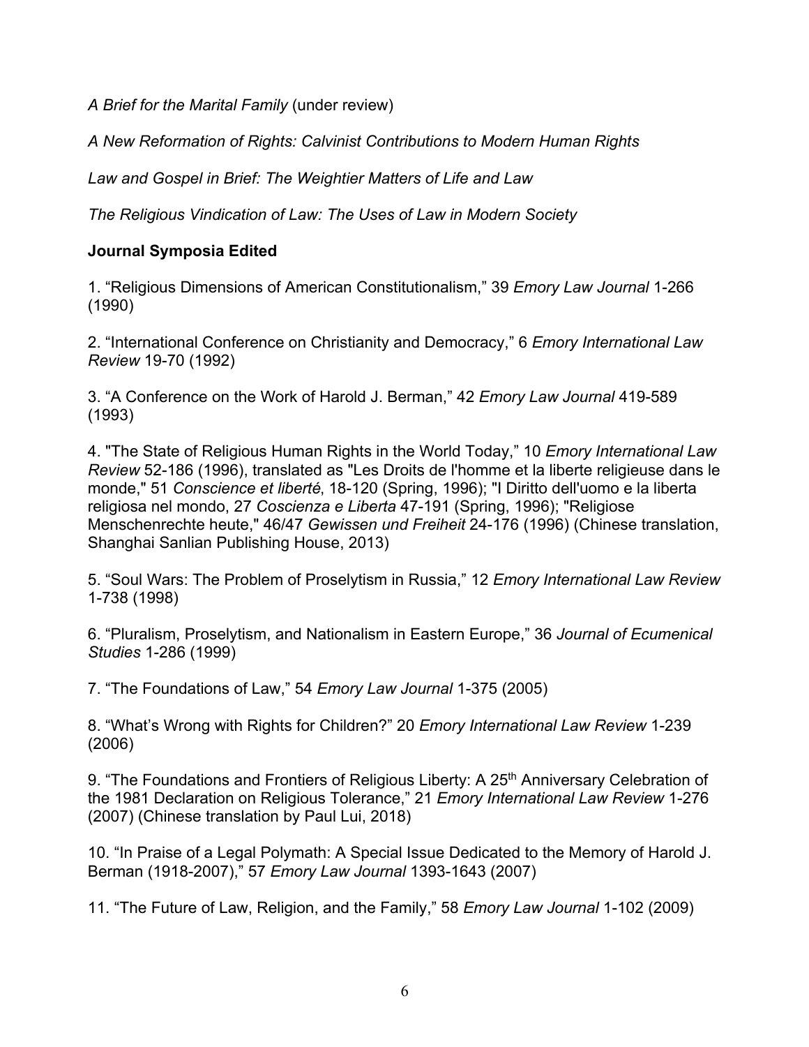*A Brief for the Marital Family* (under review)

*A New Reformation of Rights: Calvinist Contributions to Modern Human Rights*

*Law and Gospel in Brief: The Weightier Matters of Life and Law*

*The Religious Vindication of Law: The Uses of Law in Modern Society*

**Journal Symposia Edited**

1. "Religious Dimensions of American Constitutionalism," 39 *Emory Law Journal* 1-266 (1990)

2. "International Conference on Christianity and Democracy," 6 *Emory International Law Review* 19-70 (1992)

3. "A Conference on the Work of Harold J. Berman," 42 *Emory Law Journal* 419-589 (1993)

4. "The State of Religious Human Rights in the World Today," 10 *Emory International Law Review* 52-186 (1996), translated as "Les Droits de l'homme et la liberte religieuse dans le monde," 51 *Conscience et liberté*, 18-120 (Spring, 1996); "I Diritto dell'uomo e la liberta religiosa nel mondo, 27 *Coscienza e Liberta* 47-191 (Spring, 1996); "Religiose Menschenrechte heute," 46/47 *Gewissen und Freiheit* 24-176 (1996) (Chinese translation, Shanghai Sanlian Publishing House, 2013)

5. "Soul Wars: The Problem of Proselytism in Russia," 12 *Emory International Law Review* 1-738 (1998)

6. "Pluralism, Proselytism, and Nationalism in Eastern Europe," 36 *Journal of Ecumenical Studies* 1-286 (1999)

7. "The Foundations of Law," 54 *Emory Law Journal* 1-375 (2005)

8. "What's Wrong with Rights for Children?" 20 *Emory International Law Review* 1-239 (2006)

9. "The Foundations and Frontiers of Religious Liberty: A 25th Anniversary Celebration of the 1981 Declaration on Religious Tolerance," 21 *Emory International Law Review* 1-276 (2007) (Chinese translation by Paul Lui, 2018)

10. "In Praise of a Legal Polymath: A Special Issue Dedicated to the Memory of Harold J. Berman (1918-2007)," 57 *Emory Law Journal* 1393-1643 (2007)

11. "The Future of Law, Religion, and the Family," 58 *Emory Law Journal* 1-102 (2009)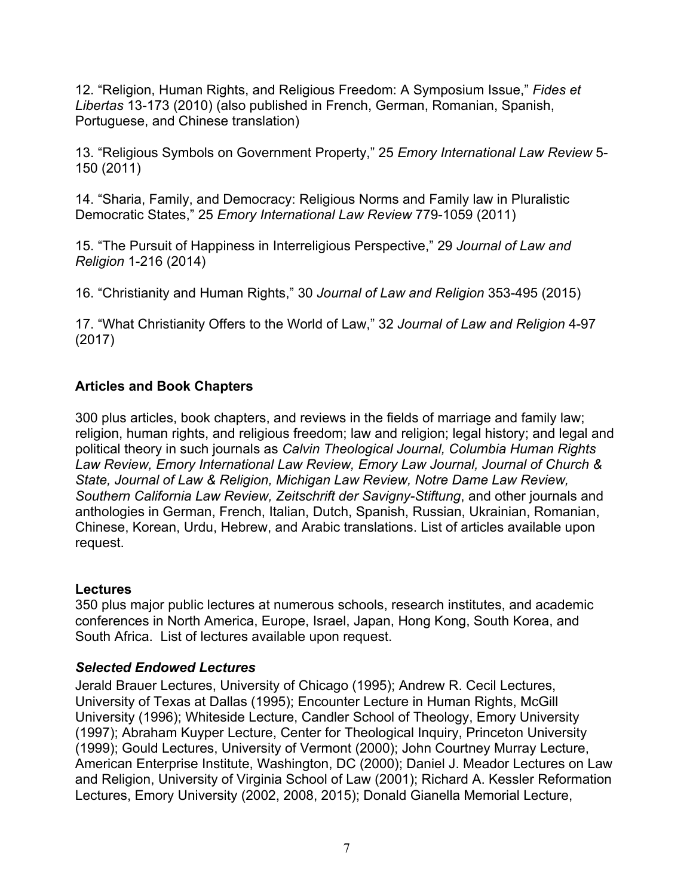12. “Religion, Human Rights, and Religious Freedom: A Symposium Issue,” *Fides et Libertas* 13-173 (2010) (also published in French, German, Romanian, Spanish, Portuguese, and Chinese translation)

13. “Religious Symbols on Government Property,” 25 *Emory International Law Review* 5-150 (2011)

14. “Sharia, Family, and Democracy: Religious Norms and Family law in Pluralistic Democratic States,” 25 *Emory International Law Review* 779-1059 (2011)

15. “The Pursuit of Happiness in Interreligious Perspective,” 29 *Journal of Law and Religion* 1-216 (2014)

16. “Christianity and Human Rights,” 30 *Journal of Law and Religion* 353-495 (2015)

17. “What Christianity Offers to the World of Law,” 32 *Journal of Law and Religion* 4-97 (2017)

## Articles and Book Chapters

300 plus articles, book chapters, and reviews in the fields of marriage and family law; religion, human rights, and religious freedom; law and religion; legal history; and legal and political theory in such journals as *Calvin Theological Journal, Columbia Human Rights Law Review, Emory International Law Review, Emory Law Journal, Journal of Church & State, Journal of Law & Religion, Michigan Law Review, Notre Dame Law Review, Southern California Law Review, Zeitschrift der Savigny-Stiftung*, and other journals and anthologies in German, French, Italian, Dutch, Spanish, Russian, Ukrainian, Romanian, Chinese, Korean, Urdu, Hebrew, and Arabic translations. List of articles available upon request.

## Lectures

350 plus major public lectures at numerous schools, research institutes, and academic conferences in North America, Europe, Israel, Japan, Hong Kong, South Korea, and South Africa. List of lectures available upon request.

### *Selected Endowed Lectures*

Jerald Brauer Lectures, University of Chicago (1995); Andrew R. Cecil Lectures, University of Texas at Dallas (1995); Encounter Lecture in Human Rights, McGill University (1996); Whiteside Lecture, Candler School of Theology, Emory University (1997); Abraham Kuyper Lecture, Center for Theological Inquiry, Princeton University (1999); Gould Lectures, University of Vermont (2000); John Courtney Murray Lecture, American Enterprise Institute, Washington, DC (2000); Daniel J. Meador Lectures on Law and Religion, University of Virginia School of Law (2001); Richard A. Kessler Reformation Lectures, Emory University (2002, 2008, 2015); Donald Gianella Memorial Lecture,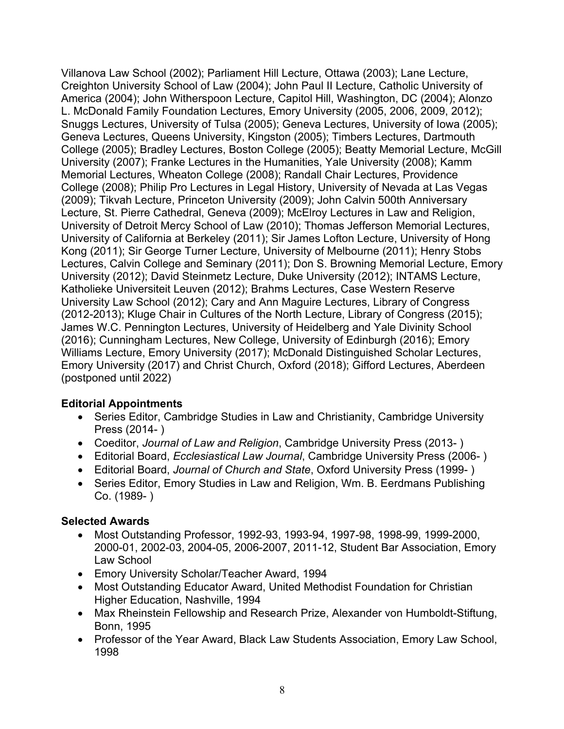Villanova Law School (2002); Parliament Hill Lecture, Ottawa (2003); Lane Lecture, Creighton University School of Law (2004); John Paul II Lecture, Catholic University of America (2004); John Witherspoon Lecture, Capitol Hill, Washington, DC (2004); Alonzo L. McDonald Family Foundation Lectures, Emory University (2005, 2006, 2009, 2012); Snuggs Lectures, University of Tulsa (2005); Geneva Lectures, University of Iowa (2005); Geneva Lectures, Queens University, Kingston (2005); Timbers Lectures, Dartmouth College (2005); Bradley Lectures, Boston College (2005); Beatty Memorial Lecture, McGill University (2007); Franke Lectures in the Humanities, Yale University (2008); Kamm Memorial Lectures, Wheaton College (2008); Randall Chair Lectures, Providence College (2008); Philip Pro Lectures in Legal History, University of Nevada at Las Vegas (2009); Tikvah Lecture, Princeton University (2009); John Calvin 500th Anniversary Lecture, St. Pierre Cathedral, Geneva (2009); McElroy Lectures in Law and Religion, University of Detroit Mercy School of Law (2010); Thomas Jefferson Memorial Lectures, University of California at Berkeley (2011); Sir James Lofton Lecture, University of Hong Kong (2011); Sir George Turner Lecture, University of Melbourne (2011); Henry Stobs Lectures, Calvin College and Seminary (2011); Don S. Browning Memorial Lecture, Emory University (2012); David Steinmetz Lecture, Duke University (2012); INTAMS Lecture, Katholieke Universiteit Leuven (2012); Brahms Lectures, Case Western Reserve University Law School (2012); Cary and Ann Maguire Lectures, Library of Congress (2012-2013); Kluge Chair in Cultures of the North Lecture, Library of Congress (2015); James W.C. Pennington Lectures, University of Heidelberg and Yale Divinity School (2016); Cunningham Lectures, New College, University of Edinburgh (2016); Emory Williams Lecture, Emory University (2017); McDonald Distinguished Scholar Lectures, Emory University (2017) and Christ Church, Oxford (2018); Gifford Lectures, Aberdeen (postponed until 2022)

**Editorial Appointments**

- Series Editor, Cambridge Studies in Law and Christianity, Cambridge University Press (2014- )
- Coeditor, *Journal of Law and Religion*, Cambridge University Press (2013- )
- Editorial Board, *Ecclesiastical Law Journal*, Cambridge University Press (2006- )
- Editorial Board, *Journal of Church and State*, Oxford University Press (1999- )
- Series Editor, Emory Studies in Law and Religion, Wm. B. Eerdmans Publishing Co. (1989- )

**Selected Awards**

- Most Outstanding Professor, 1992-93, 1993-94, 1997-98, 1998-99, 1999-2000, 2000-01, 2002-03, 2004-05, 2006-2007, 2011-12, Student Bar Association, Emory Law School
- Emory University Scholar/Teacher Award, 1994
- Most Outstanding Educator Award, United Methodist Foundation for Christian Higher Education, Nashville, 1994
- Max Rheinstein Fellowship and Research Prize, Alexander von Humboldt-Stiftung, Bonn, 1995
- Professor of the Year Award, Black Law Students Association, Emory Law School, 1998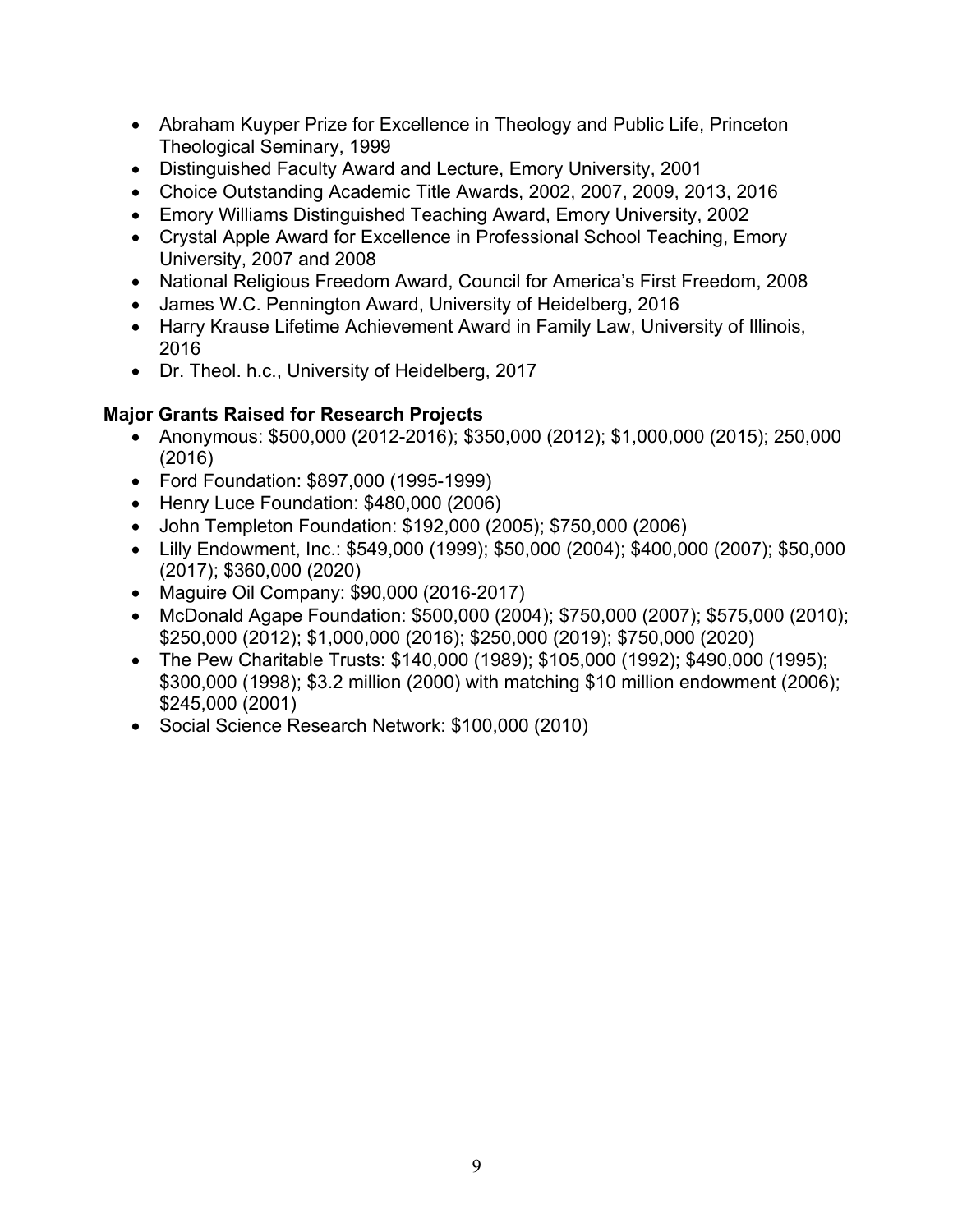- Abraham Kuyper Prize for Excellence in Theology and Public Life, Princeton Theological Seminary, 1999
- Distinguished Faculty Award and Lecture, Emory University, 2001
- Choice Outstanding Academic Title Awards, 2002, 2007, 2009, 2013, 2016
- Emory Williams Distinguished Teaching Award, Emory University, 2002
- Crystal Apple Award for Excellence in Professional School Teaching, Emory University, 2007 and 2008
- National Religious Freedom Award, Council for America's First Freedom, 2008
- James W.C. Pennington Award, University of Heidelberg, 2016
- Harry Krause Lifetime Achievement Award in Family Law, University of Illinois, 2016
- Dr. Theol. h.c., University of Heidelberg, 2017

**Major Grants Raised for Research Projects**

- Anonymous: $500,000 (2012-2016); $350,000 (2012); $1,000,000 (2015); 250,000 (2016)
- Ford Foundation: $897,000 (1995-1999)
- Henry Luce Foundation: $480,000 (2006)
- John Templeton Foundation: $192,000 (2005); $750,000 (2006)
- Lilly Endowment, Inc.: $549,000 (1999); $50,000 (2004); $400,000 (2007); $50,000 (2017); $360,000 (2020)
- Maguire Oil Company: $90,000 (2016-2017)
- McDonald Agape Foundation: $500,000 (2004); $750,000 (2007); $575,000 (2010); $250,000 (2012); $1,000,000 (2016); $250,000 (2019); $750,000 (2020)
- The Pew Charitable Trusts: $140,000 (1989); $105,000 (1992); $490,000 (1995); $300,000 (1998); $3.2 million (2000) with matching $10 million endowment (2006); $245,000 (2001)
- Social Science Research Network: $100,000 (2010)